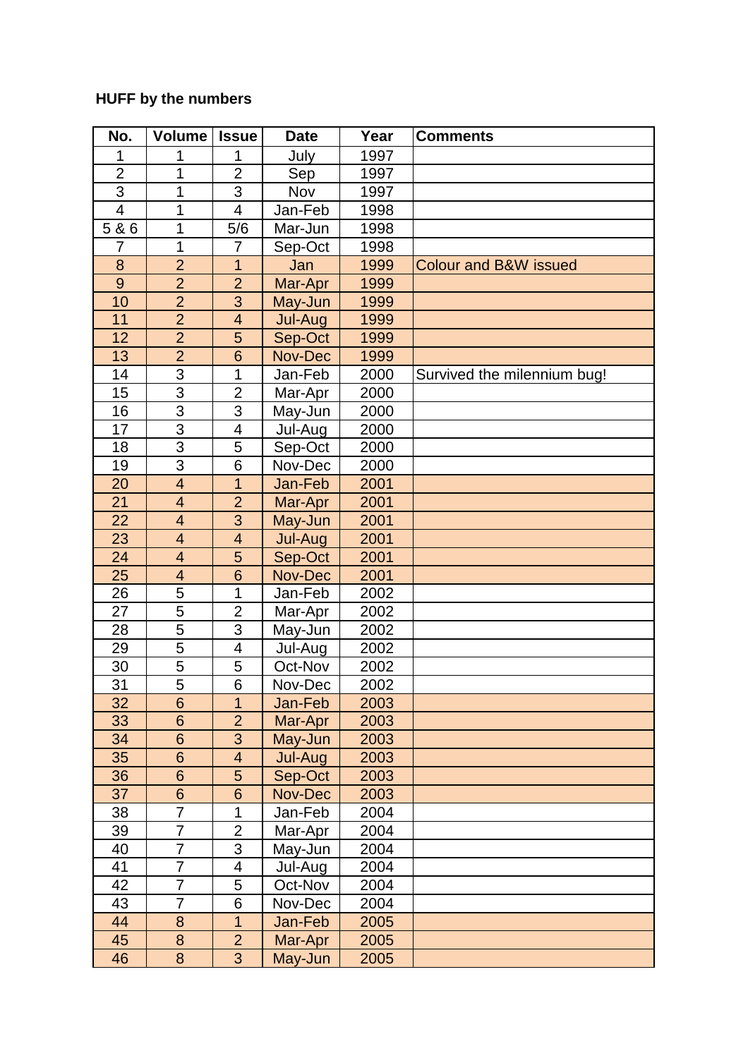**HUFF by the numbers**

| No. | Volume | Issue | Date | Year | Comments |
|---|---|---|---|---|---|
| 1 | 1 | 1 | July | 1997 | |
| 2 | 1 | 2 | Sep | 1997 | |
| 3 | 1 | 3 | Nov | 1997 | |
| 4 | 1 | 4 | Jan-Feb | 1998 | |
| 5 & 6 | 1 | 5/6 | Mar-Jun | 1998 | |
| 7 | 1 | 7 | Sep-Oct | 1998 | |
| 8 | 2 | 1 | Jan | 1999 | Colour and B&W issued |
| 9 | 2 | 2 | Mar-Apr | 1999 | |
| 10 | 2 | 3 | May-Jun | 1999 | |
| 11 | 2 | 4 | Jul-Aug | 1999 | |
| 12 | 2 | 5 | Sep-Oct | 1999 | |
| 13 | 2 | 6 | Nov-Dec | 1999 | |
| 14 | 3 | 1 | Jan-Feb | 2000 | Survived the milennium bug! |
| 15 | 3 | 2 | Mar-Apr | 2000 | |
| 16 | 3 | 3 | May-Jun | 2000 | |
| 17 | 3 | 4 | Jul-Aug | 2000 | |
| 18 | 3 | 5 | Sep-Oct | 2000 | |
| 19 | 3 | 6 | Nov-Dec | 2000 | |
| 20 | 4 | 1 | Jan-Feb | 2001 | |
| 21 | 4 | 2 | Mar-Apr | 2001 | |
| 22 | 4 | 3 | May-Jun | 2001 | |
| 23 | 4 | 4 | Jul-Aug | 2001 | |
| 24 | 4 | 5 | Sep-Oct | 2001 | |
| 25 | 4 | 6 | Nov-Dec | 2001 | |
| 26 | 5 | 1 | Jan-Feb | 2002 | |
| 27 | 5 | 2 | Mar-Apr | 2002 | |
| 28 | 5 | 3 | May-Jun | 2002 | |
| 29 | 5 | 4 | Jul-Aug | 2002 | |
| 30 | 5 | 5 | Oct-Nov | 2002 | |
| 31 | 5 | 6 | Nov-Dec | 2002 | |
| 32 | 6 | 1 | Jan-Feb | 2003 | |
| 33 | 6 | 2 | Mar-Apr | 2003 | |
| 34 | 6 | 3 | May-Jun | 2003 | |
| 35 | 6 | 4 | Jul-Aug | 2003 | |
| 36 | 6 | 5 | Sep-Oct | 2003 | |
| 37 | 6 | 6 | Nov-Dec | 2003 | |
| 38 | 7 | 1 | Jan-Feb | 2004 | |
| 39 | 7 | 2 | Mar-Apr | 2004 | |
| 40 | 7 | 3 | May-Jun | 2004 | |
| 41 | 7 | 4 | Jul-Aug | 2004 | |
| 42 | 7 | 5 | Oct-Nov | 2004 | |
| 43 | 7 | 6 | Nov-Dec | 2004 | |
| 44 | 8 | 1 | Jan-Feb | 2005 | |
| 45 | 8 | 2 | Mar-Apr | 2005 | |
| 46 | 8 | 3 | May-Jun | 2005 | |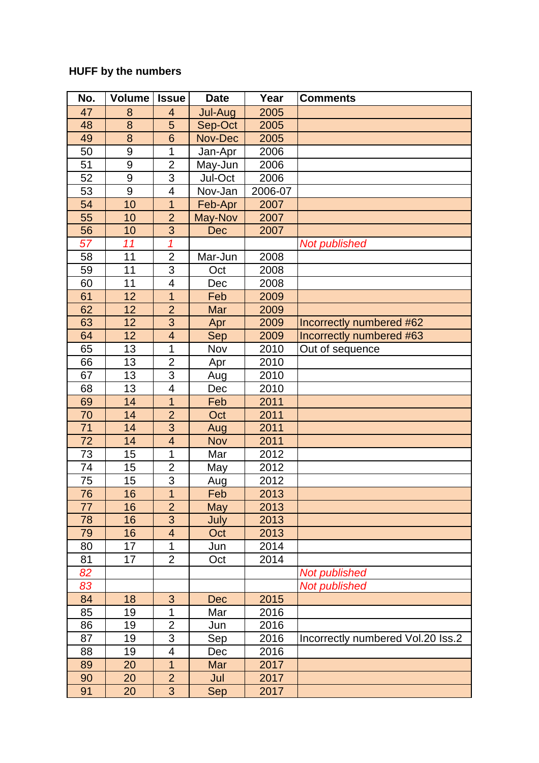**HUFF by the numbers**

| No. | Volume | Issue | Date | Year | Comments |
|---|---|---|---|---|---|
| 47 | 8 | 4 | Jul-Aug | 2005 | |
| 48 | 8 | 5 | Sep-Oct | 2005 | |
| 49 | 8 | 6 | Nov-Dec | 2005 | |
| 50 | 9 | 1 | Jan-Apr | 2006 | |
| 51 | 9 | 2 | May-Jun | 2006 | |
| 52 | 9 | 3 | Jul-Oct | 2006 | |
| 53 | 9 | 4 | Nov-Jan | 2006-07 | |
| 54 | 10 | 1 | Feb-Apr | 2007 | |
| 55 | 10 | 2 | May-Nov | 2007 | |
| 56 | 10 | 3 | Dec | 2007 | |
| *57* | *11* | *1* | | | *Not published* |
| 58 | 11 | 2 | Mar-Jun | 2008 | |
| 59 | 11 | 3 | Oct | 2008 | |
| 60 | 11 | 4 | Dec | 2008 | |
| 61 | 12 | 1 | Feb | 2009 | |
| 62 | 12 | 2 | Mar | 2009 | |
| 63 | 12 | 3 | Apr | 2009 | Incorrectly numbered #62 |
| 64 | 12 | 4 | Sep | 2009 | Incorrectly numbered #63 |
| 65 | 13 | 1 | Nov | 2010 | Out of sequence |
| 66 | 13 | 2 | Apr | 2010 | |
| 67 | 13 | 3 | Aug | 2010 | |
| 68 | 13 | 4 | Dec | 2010 | |
| 69 | 14 | 1 | Feb | 2011 | |
| 70 | 14 | 2 | Oct | 2011 | |
| 71 | 14 | 3 | Aug | 2011 | |
| 72 | 14 | 4 | Nov | 2011 | |
| 73 | 15 | 1 | Mar | 2012 | |
| 74 | 15 | 2 | May | 2012 | |
| 75 | 15 | 3 | Aug | 2012 | |
| 76 | 16 | 1 | Feb | 2013 | |
| 77 | 16 | 2 | May | 2013 | |
| 78 | 16 | 3 | July | 2013 | |
| 79 | 16 | 4 | Oct | 2013 | |
| 80 | 17 | 1 | Jun | 2014 | |
| 81 | 17 | 2 | Oct | 2014 | |
| *82* | | | | | *Not published* |
| *83* | | | | | *Not published* |
| 84 | 18 | 3 | Dec | 2015 | |
| 85 | 19 | 1 | Mar | 2016 | |
| 86 | 19 | 2 | Jun | 2016 | |
| 87 | 19 | 3 | Sep | 2016 | Incorrectly numbered Vol.20 Iss.2 |
| 88 | 19 | 4 | Dec | 2016 | |
| 89 | 20 | 1 | Mar | 2017 | |
| 90 | 20 | 2 | Jul | 2017 | |
| 91 | 20 | 3 | Sep | 2017 | |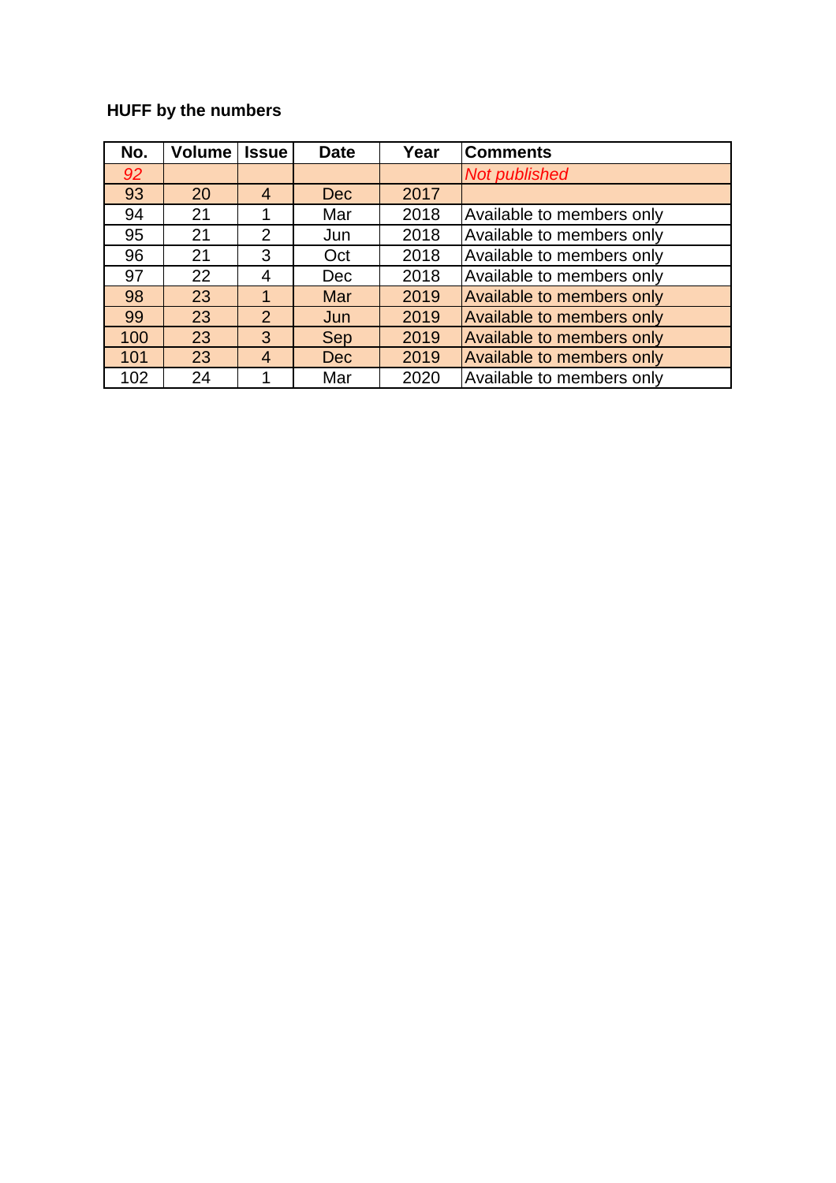**HUFF by the numbers**

| No. | Volume | Issue | Date | Year | Comments |
|---|---|---|---|---|---|
| *92* | | | | | *Not published* |
| 93 | 20 | 4 | Dec | 2017 | |
| 94 | 21 | 1 | Mar | 2018 | Available to members only |
| 95 | 21 | 2 | Jun | 2018 | Available to members only |
| 96 | 21 | 3 | Oct | 2018 | Available to members only |
| 97 | 22 | 4 | Dec | 2018 | Available to members only |
| 98 | 23 | 1 | Mar | 2019 | Available to members only |
| 99 | 23 | 2 | Jun | 2019 | Available to members only |
| 100 | 23 | 3 | Sep | 2019 | Available to members only |
| 101 | 23 | 4 | Dec | 2019 | Available to members only |
| 102 | 24 | 1 | Mar | 2020 | Available to members only |